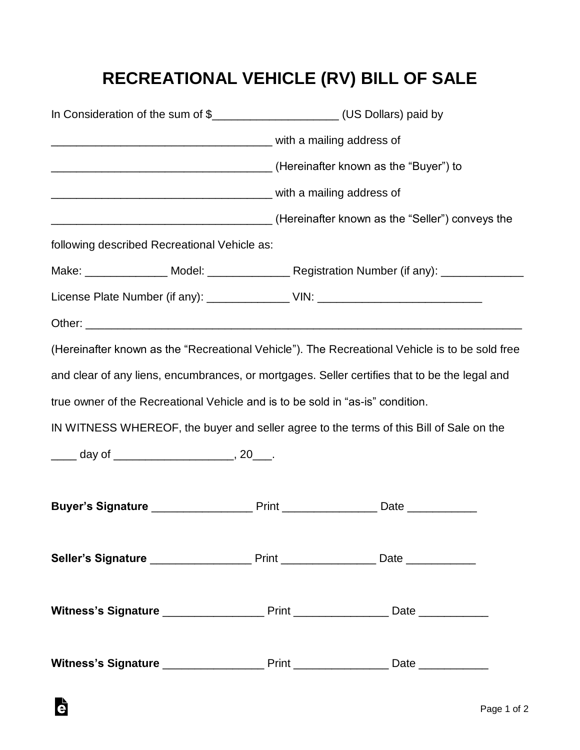# RECREATIONAL VEHICLE (RV) BILL OF SALE

In Consideration of the sum of $____________________ (US Dollars) paid by

___________________________________ with a mailing address of

___________________________________ (Hereinafter known as the "Buyer") to

___________________________________ with a mailing address of

___________________________________ (Hereinafter known as the "Seller") conveys the following described Recreational Vehicle as:

Make: _____________ Model: _____________ Registration Number (if any): _____________

License Plate Number (if any): _____________ VIN: __________________________

Other: _________________________________________________________________________

(Hereinafter known as the "Recreational Vehicle"). The Recreational Vehicle is to be sold free and clear of any liens, encumbrances, or mortgages. Seller certifies that to be the legal and true owner of the Recreational Vehicle and is to be sold in "as-is" condition.

IN WITNESS WHEREOF, the buyer and seller agree to the terms of this Bill of Sale on the ____ day of ___________________, 20___.

**Buyer's Signature** ________________ Print _______________ Date ___________

**Seller's Signature** ________________ Print _______________ Date ___________

**Witness's Signature** ________________ Print _______________ Date ___________

**Witness's Signature** ________________ Print _______________ Date ___________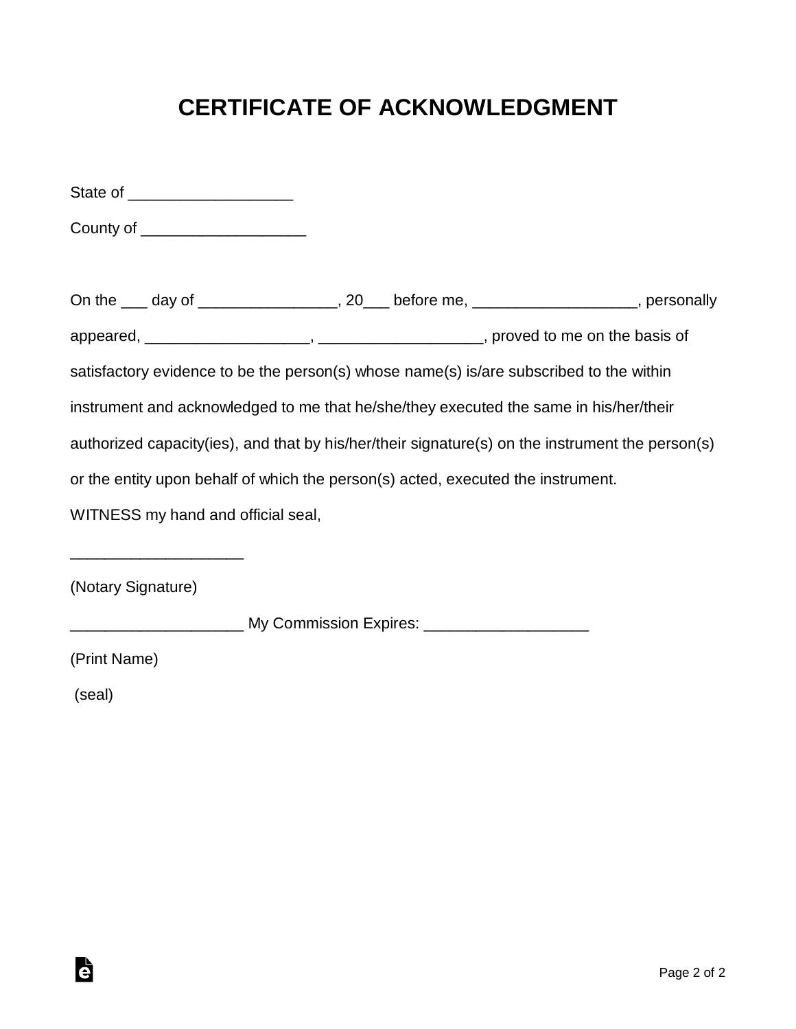# CERTIFICATE OF ACKNOWLEDGMENT

State of ___________________

County of ___________________

On the ___ day of ________________, 20___ before me, ___________________, personally appeared, ___________________, ___________________, proved to me on the basis of satisfactory evidence to be the person(s) whose name(s) is/are subscribed to the within instrument and acknowledged to me that he/she/they executed the same in his/her/their authorized capacity(ies), and that by his/her/their signature(s) on the instrument the person(s) or the entity upon behalf of which the person(s) acted, executed the instrument.

WITNESS my hand and official seal,

____________________

(Notary Signature)

____________________ My Commission Expires: ___________________

(Print Name)

(seal)